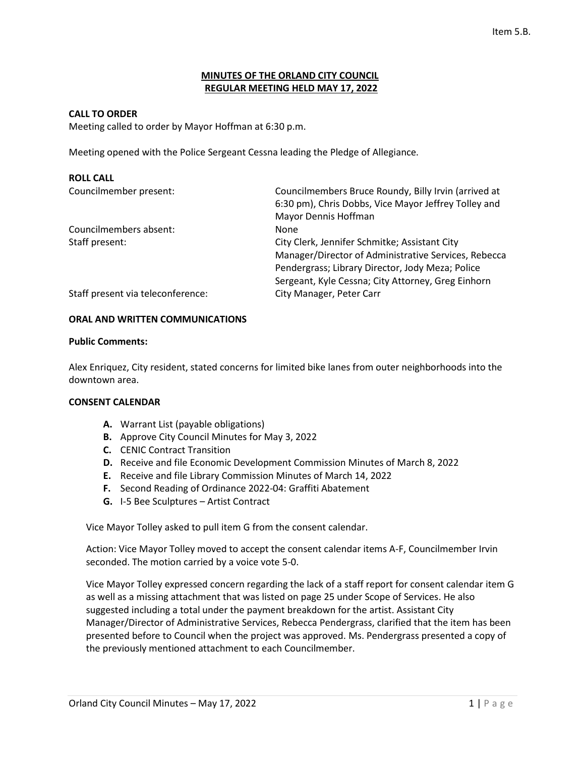Item 5.B.

# MINUTES OF THE ORLAND CITY COUNCIL REGULAR MEETING HELD MAY 17, 2022

## CALL TO ORDER

Meeting called to order by Mayor Hoffman at 6:30 p.m.

Meeting opened with the Police Sergeant Cessna leading the Pledge of Allegiance.

## ROLL CALL

| | |
|---|---|
| Councilmember present: | Councilmembers Bruce Roundy, Billy Irvin (arrived at 6:30 pm), Chris Dobbs, Vice Mayor Jeffrey Tolley and Mayor Dennis Hoffman |
| Councilmembers absent: | None |
| Staff present: | City Clerk, Jennifer Schmitke; Assistant City Manager/Director of Administrative Services, Rebecca Pendergrass; Library Director, Jody Meza; Police Sergeant, Kyle Cessna; City Attorney, Greg Einhorn |
| Staff present via teleconference: | City Manager, Peter Carr |

## ORAL AND WRITTEN COMMUNICATIONS

**Public Comments:**

Alex Enriquez, City resident, stated concerns for limited bike lanes from outer neighborhoods into the downtown area.

## CONSENT CALENDAR

- **A.** Warrant List (payable obligations)
- **B.** Approve City Council Minutes for May 3, 2022
- **C.** CENIC Contract Transition
- **D.** Receive and file Economic Development Commission Minutes of March 8, 2022
- **E.** Receive and file Library Commission Minutes of March 14, 2022
- **F.** Second Reading of Ordinance 2022-04: Graffiti Abatement
- **G.** I-5 Bee Sculptures – Artist Contract

Vice Mayor Tolley asked to pull item G from the consent calendar.

Action: Vice Mayor Tolley moved to accept the consent calendar items A-F, Councilmember Irvin seconded. The motion carried by a voice vote 5-0.

Vice Mayor Tolley expressed concern regarding the lack of a staff report for consent calendar item G as well as a missing attachment that was listed on page 25 under Scope of Services. He also suggested including a total under the payment breakdown for the artist. Assistant City Manager/Director of Administrative Services, Rebecca Pendergrass, clarified that the item has been presented before to Council when the project was approved. Ms. Pendergrass presented a copy of the previously mentioned attachment to each Councilmember.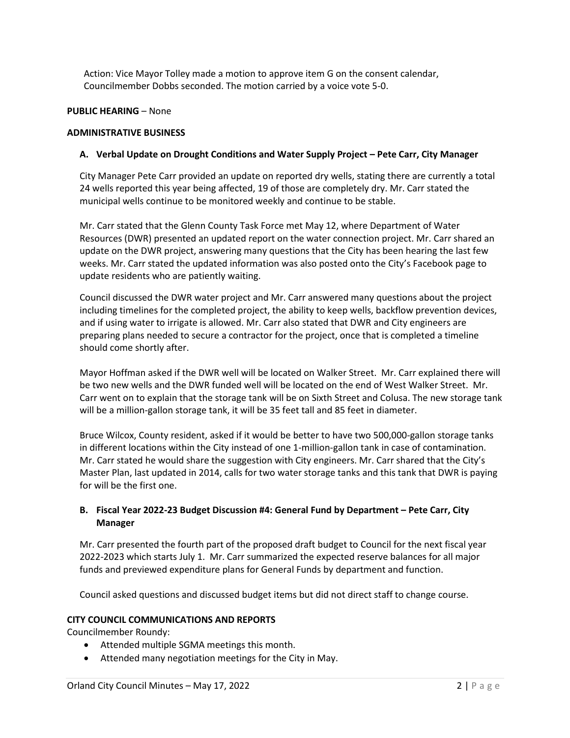Action: Vice Mayor Tolley made a motion to approve item G on the consent calendar, Councilmember Dobbs seconded. The motion carried by a voice vote 5-0.

**PUBLIC HEARING** – None

**ADMINISTRATIVE BUSINESS**

**A. Verbal Update on Drought Conditions and Water Supply Project – Pete Carr, City Manager**

City Manager Pete Carr provided an update on reported dry wells, stating there are currently a total 24 wells reported this year being affected, 19 of those are completely dry. Mr. Carr stated the municipal wells continue to be monitored weekly and continue to be stable.

Mr. Carr stated that the Glenn County Task Force met May 12, where Department of Water Resources (DWR) presented an updated report on the water connection project. Mr. Carr shared an update on the DWR project, answering many questions that the City has been hearing the last few weeks. Mr. Carr stated the updated information was also posted onto the City's Facebook page to update residents who are patiently waiting.

Council discussed the DWR water project and Mr. Carr answered many questions about the project including timelines for the completed project, the ability to keep wells, backflow prevention devices, and if using water to irrigate is allowed. Mr. Carr also stated that DWR and City engineers are preparing plans needed to secure a contractor for the project, once that is completed a timeline should come shortly after.

Mayor Hoffman asked if the DWR well will be located on Walker Street. Mr. Carr explained there will be two new wells and the DWR funded well will be located on the end of West Walker Street. Mr. Carr went on to explain that the storage tank will be on Sixth Street and Colusa. The new storage tank will be a million-gallon storage tank, it will be 35 feet tall and 85 feet in diameter.

Bruce Wilcox, County resident, asked if it would be better to have two 500,000-gallon storage tanks in different locations within the City instead of one 1-million-gallon tank in case of contamination. Mr. Carr stated he would share the suggestion with City engineers. Mr. Carr shared that the City's Master Plan, last updated in 2014, calls for two water storage tanks and this tank that DWR is paying for will be the first one.

**B. Fiscal Year 2022-23 Budget Discussion #4: General Fund by Department – Pete Carr, City Manager**

Mr. Carr presented the fourth part of the proposed draft budget to Council for the next fiscal year 2022-2023 which starts July 1. Mr. Carr summarized the expected reserve balances for all major funds and previewed expenditure plans for General Funds by department and function.

Council asked questions and discussed budget items but did not direct staff to change course.

**CITY COUNCIL COMMUNICATIONS AND REPORTS**

Councilmember Roundy:

- Attended multiple SGMA meetings this month.
- Attended many negotiation meetings for the City in May.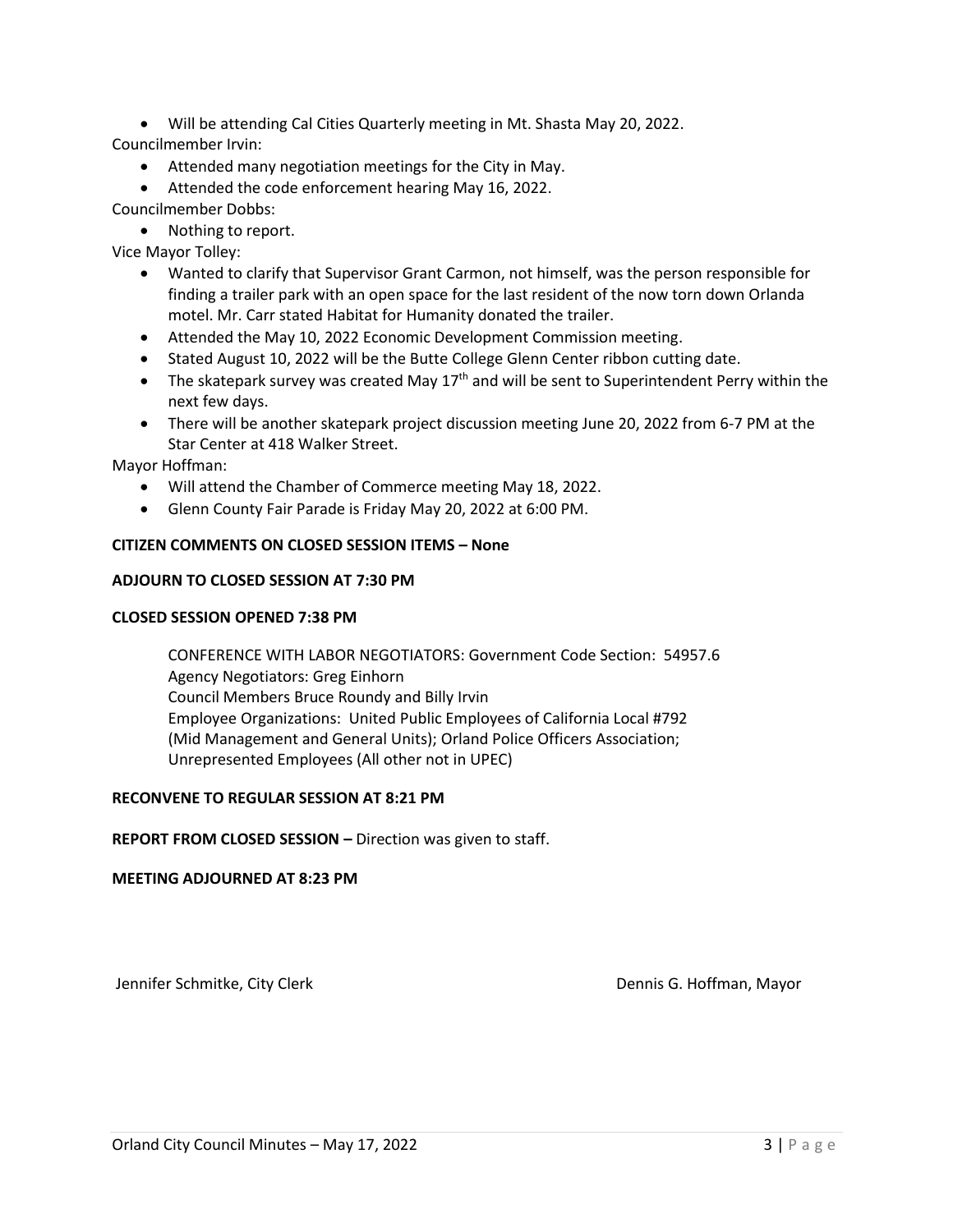- Will be attending Cal Cities Quarterly meeting in Mt. Shasta May 20, 2022.

Councilmember Irvin:

- Attended many negotiation meetings for the City in May.
- Attended the code enforcement hearing May 16, 2022.

Councilmember Dobbs:

- Nothing to report.

Vice Mayor Tolley:

- Wanted to clarify that Supervisor Grant Carmon, not himself, was the person responsible for finding a trailer park with an open space for the last resident of the now torn down Orlanda motel. Mr. Carr stated Habitat for Humanity donated the trailer.
- Attended the May 10, 2022 Economic Development Commission meeting.
- Stated August 10, 2022 will be the Butte College Glenn Center ribbon cutting date.
- The skatepark survey was created May 17th and will be sent to Superintendent Perry within the next few days.
- There will be another skatepark project discussion meeting June 20, 2022 from 6-7 PM at the Star Center at 418 Walker Street.

Mayor Hoffman:

- Will attend the Chamber of Commerce meeting May 18, 2022.
- Glenn County Fair Parade is Friday May 20, 2022 at 6:00 PM.

**CITIZEN COMMENTS ON CLOSED SESSION ITEMS – None**

**ADJOURN TO CLOSED SESSION AT 7:30 PM**

**CLOSED SESSION OPENED 7:38 PM**

CONFERENCE WITH LABOR NEGOTIATORS: Government Code Section: 54957.6
Agency Negotiators: Greg Einhorn
Council Members Bruce Roundy and Billy Irvin
Employee Organizations: United Public Employees of California Local #792
(Mid Management and General Units); Orland Police Officers Association;
Unrepresented Employees (All other not in UPEC)

**RECONVENE TO REGULAR SESSION AT 8:21 PM**

**REPORT FROM CLOSED SESSION –** Direction was given to staff.

**MEETING ADJOURNED AT 8:23 PM**

Jennifer Schmitke, City Clerk

Dennis G. Hoffman, Mayor